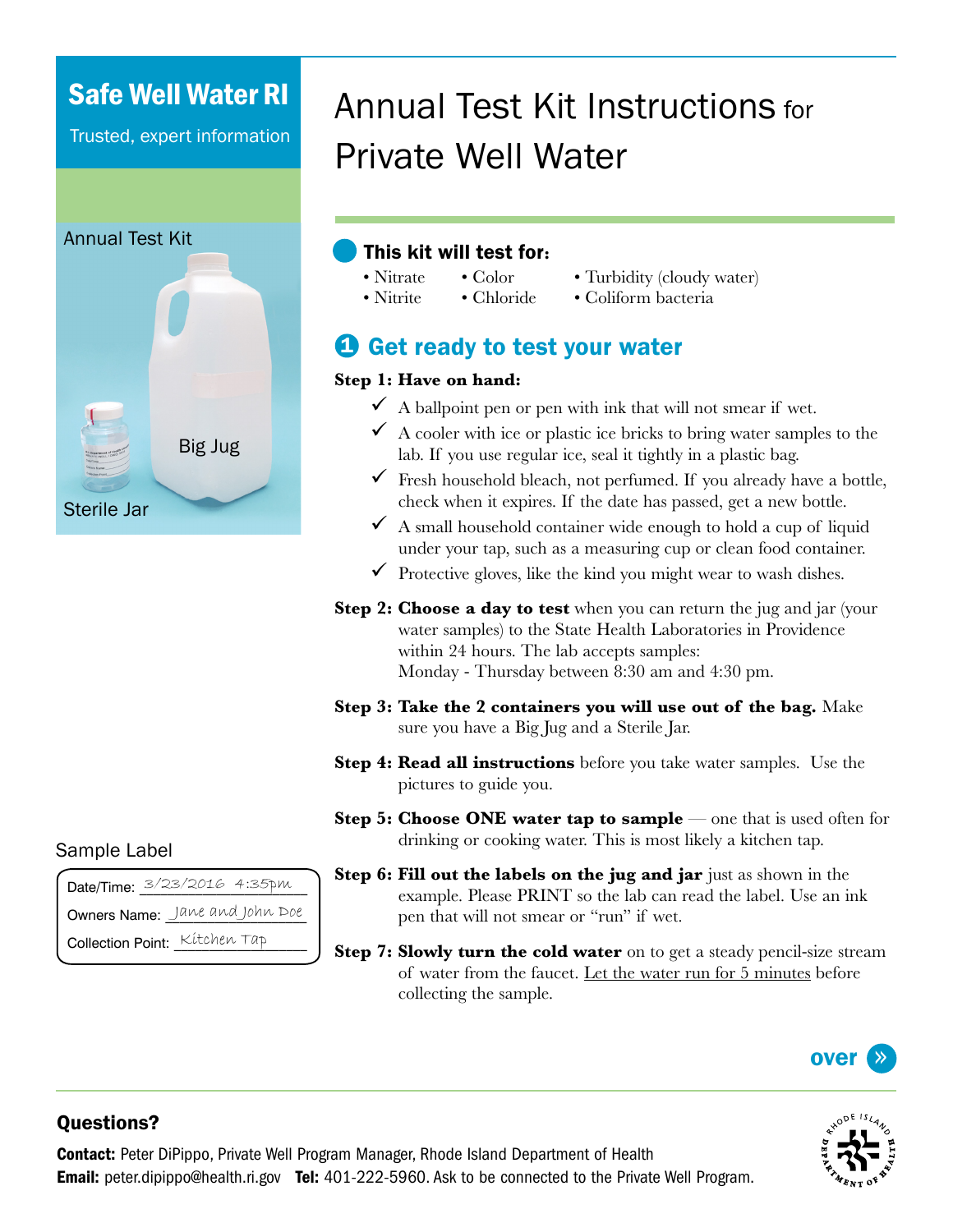# Safe Well Water RI

Trusted, expert information

# Annual Test Kit Instructions for Private Well Water

Annual Test Kit

Big Jug

Sterile Jar

## This kit will test for:

- Nitrate
- Nitrite
- Color
- Chloride
- Turbidity (cloudy water)
- Coliform bacteria

## 1 Get ready to test your water

**Step 1: Have on hand:**

- ✓ A ballpoint pen or pen with ink that will not smear if wet.
- ✓ A cooler with ice or plastic ice bricks to bring water samples to the lab. If you use regular ice, seal it tightly in a plastic bag.
- ✓ Fresh household bleach, not perfumed. If you already have a bottle, check when it expires. If the date has passed, get a new bottle.
- ✓ A small household container wide enough to hold a cup of liquid under your tap, such as a measuring cup or clean food container.
- ✓ Protective gloves, like the kind you might wear to wash dishes.

**Step 2: Choose a day to test** when you can return the jug and jar (your water samples) to the State Health Laboratories in Providence within 24 hours. The lab accepts samples:
Monday - Thursday between 8:30 am and 4:30 pm.

**Step 3: Take the 2 containers you will use out of the bag.** Make sure you have a Big Jug and a Sterile Jar.

**Step 4: Read all instructions** before you take water samples. Use the pictures to guide you.

**Step 5: Choose ONE water tap to sample** — one that is used often for drinking or cooking water. This is most likely a kitchen tap.

**Step 6: Fill out the labels on the jug and jar** just as shown in the example. Please PRINT so the lab can read the label. Use an ink pen that will not smear or "run" if wet.

**Step 7: Slowly turn the cold water** on to get a steady pencil-size stream of water from the faucet. Let the water run for 5 minutes before collecting the sample.

### Sample Label

Date/Time: 3/23/2016 4:35pm

Owners Name: Jane and John Doe

Collection Point: Kitchen Tap

over »

## Questions?

**Contact:** Peter DiPippo, Private Well Program Manager, Rhode Island Department of Health

**Email:** peter.dipippo@health.ri.gov **Tel:** 401-222-5960. Ask to be connected to the Private Well Program.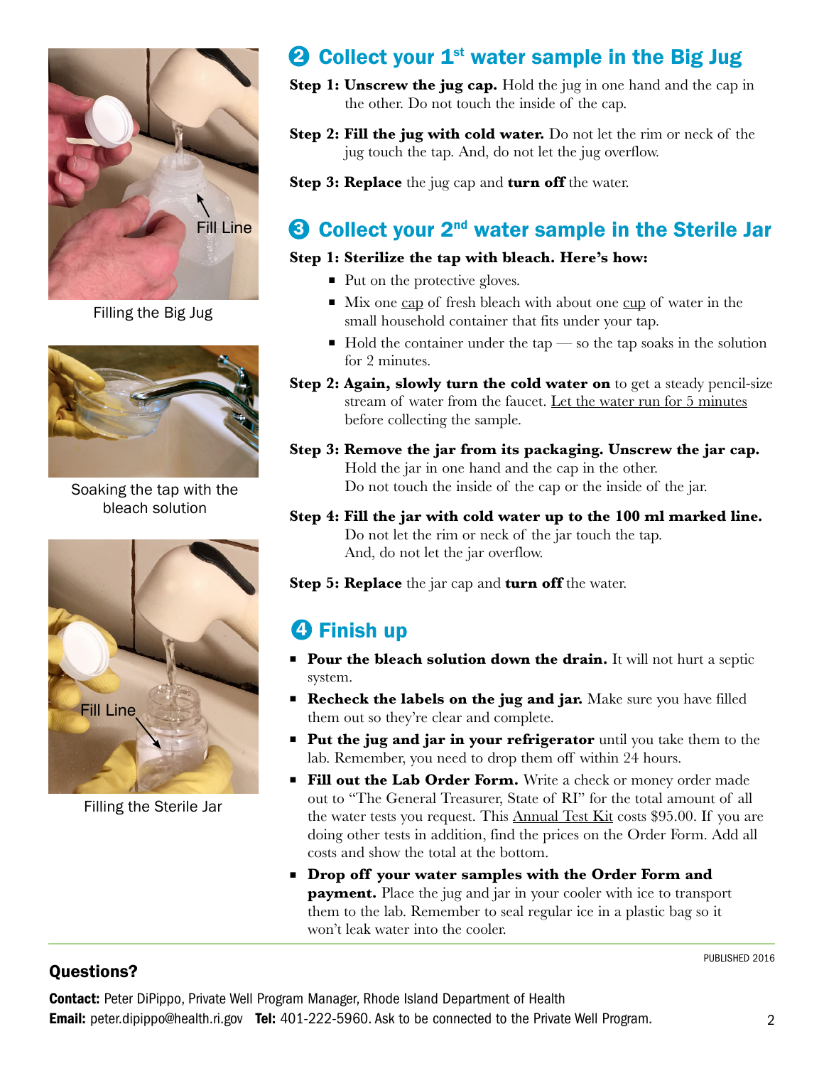Fill Line

Filling the Big Jug

Soaking the tap with the bleach solution

Fill Line

Filling the Sterile Jar

## ❷ Collect your 1st water sample in the Big Jug

**Step 1: Unscrew the jug cap.** Hold the jug in one hand and the cap in the other. Do not touch the inside of the cap.

**Step 2: Fill the jug with cold water.** Do not let the rim or neck of the jug touch the tap. And, do not let the jug overflow.

**Step 3: Replace** the jug cap and **turn off** the water.

## ❸ Collect your 2nd water sample in the Sterile Jar

**Step 1: Sterilize the tap with bleach. Here's how:**

- Put on the protective gloves.
- Mix one cap of fresh bleach with about one cup of water in the small household container that fits under your tap.
- Hold the container under the tap — so the tap soaks in the solution for 2 minutes.

**Step 2: Again, slowly turn the cold water on** to get a steady pencil-size stream of water from the faucet. Let the water run for 5 minutes before collecting the sample.

**Step 3: Remove the jar from its packaging. Unscrew the jar cap.** Hold the jar in one hand and the cap in the other. Do not touch the inside of the cap or the inside of the jar.

**Step 4: Fill the jar with cold water up to the 100 ml marked line.** Do not let the rim or neck of the jar touch the tap. And, do not let the jar overflow.

**Step 5: Replace** the jar cap and **turn off** the water.

## ❹ Finish up

- **Pour the bleach solution down the drain.** It will not hurt a septic system.
- **Recheck the labels on the jug and jar.** Make sure you have filled them out so they're clear and complete.
- **Put the jug and jar in your refrigerator** until you take them to the lab. Remember, you need to drop them off within 24 hours.
- **Fill out the Lab Order Form.** Write a check or money order made out to "The General Treasurer, State of RI" for the total amount of all the water tests you request. This Annual Test Kit costs $95.00. If you are doing other tests in addition, find the prices on the Order Form. Add all costs and show the total at the bottom.
- **Drop off your water samples with the Order Form and payment.** Place the jug and jar in your cooler with ice to transport them to the lab. Remember to seal regular ice in a plastic bag so it won't leak water into the cooler.

PUBLISHED 2016

## Questions?

**Contact:** Peter DiPippo, Private Well Program Manager, Rhode Island Department of Health
**Email:** peter.dipippo@health.ri.gov **Tel:** 401-222-5960. Ask to be connected to the Private Well Program.